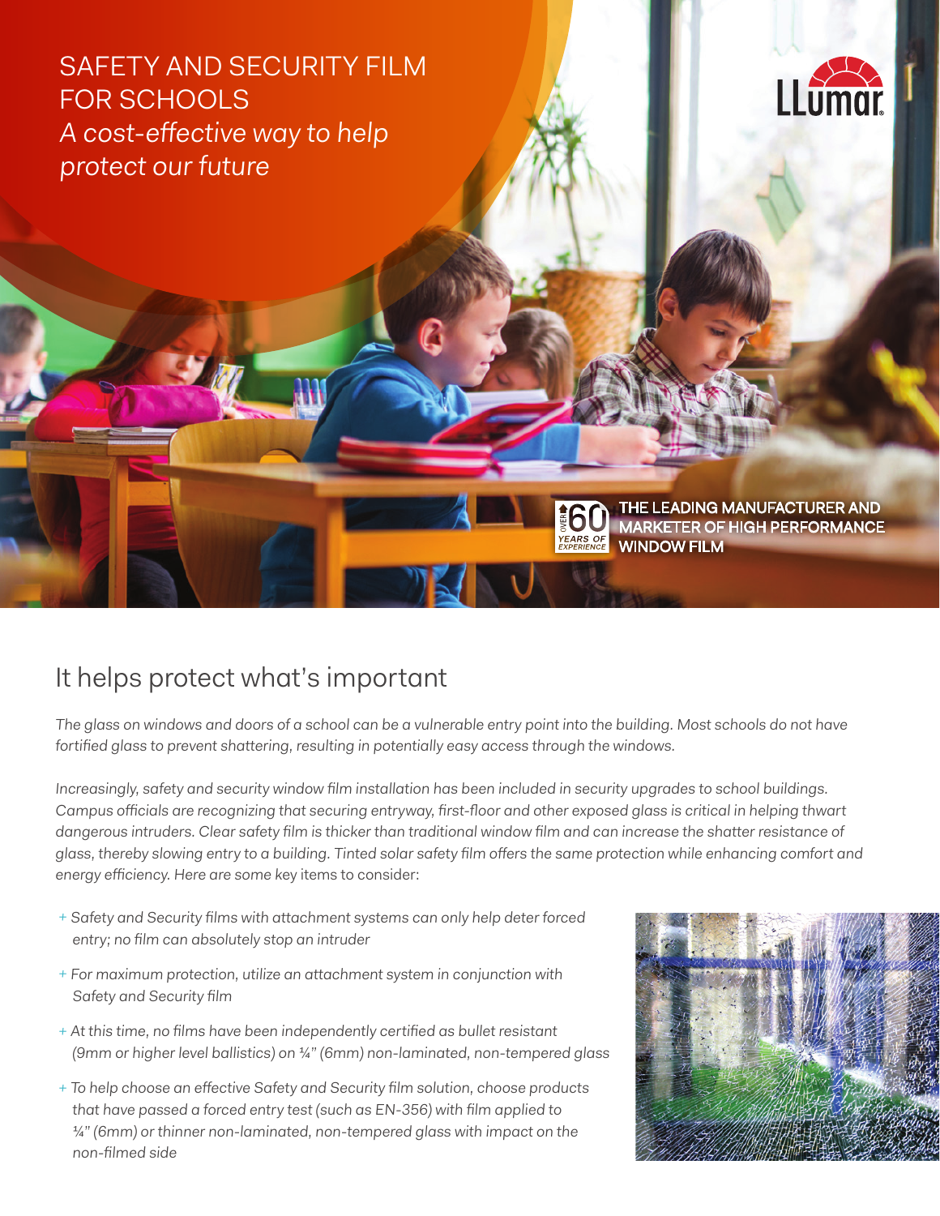# SAFETY AND SECURITY FILM FOR SCHOOLS

*A cost-effective way to help protect our future*

LLumar

OVER 60 YEARS OF EXPERIENCE — THE LEADING MANUFACTURER AND MARKETER OF HIGH PERFORMANCE WINDOW FILM

## It helps protect what's important

*The glass on windows and doors of a school can be a vulnerable entry point into the building. Most schools do not have fortified glass to prevent shattering, resulting in potentially easy access through the windows.*

*Increasingly, safety and security window film installation has been included in security upgrades to school buildings. Campus officials are recognizing that securing entryway, first-floor and other exposed glass is critical in helping thwart dangerous intruders. Clear safety film is thicker than traditional window film and can increase the shatter resistance of glass, thereby slowing entry to a building. Tinted solar safety film offers the same protection while enhancing comfort and energy efficiency. Here are some key items to consider:*

- *Safety and Security films with attachment systems can only help deter forced entry; no film can absolutely stop an intruder*
- *For maximum protection, utilize an attachment system in conjunction with Safety and Security film*
- *At this time, no films have been independently certified as bullet resistant (9mm or higher level ballistics) on ¼" (6mm) non-laminated, non-tempered glass*
- *To help choose an effective Safety and Security film solution, choose products that have passed a forced entry test (such as EN-356) with film applied to ¼" (6mm) or thinner non-laminated, non-tempered glass with impact on the non-filmed side*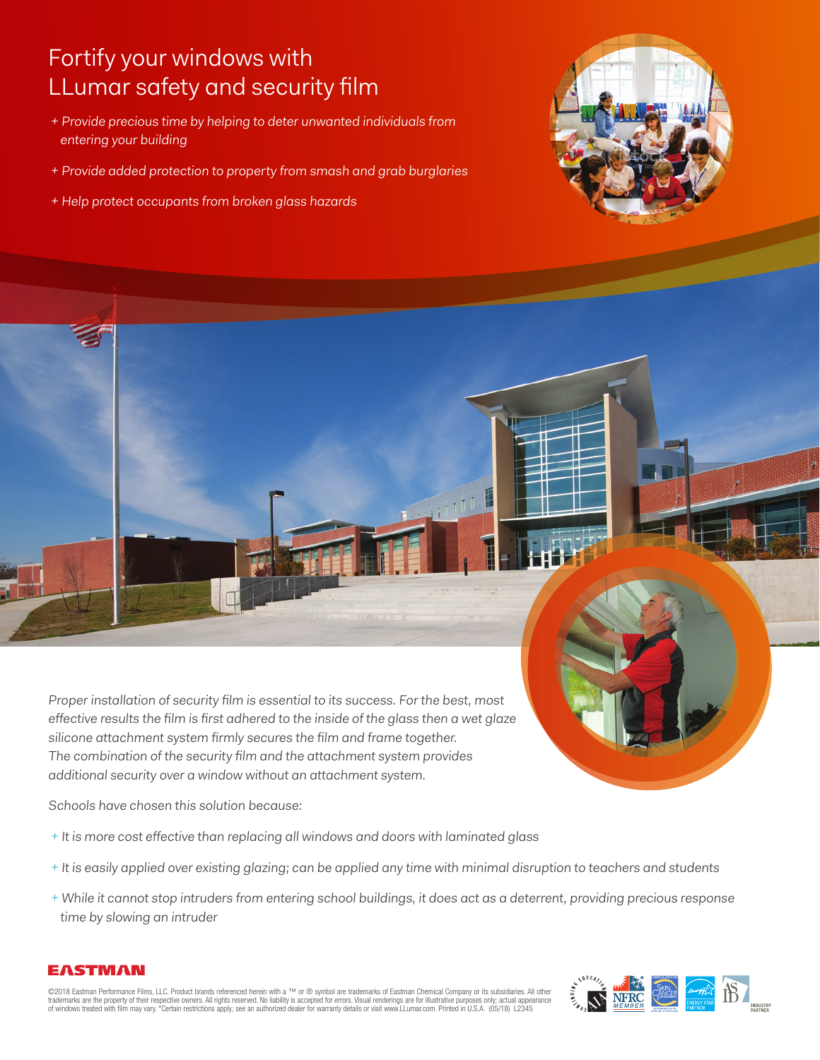# Fortify your windows with LLumar safety and security film

- *Provide precious time by helping to deter unwanted individuals from entering your building*
- *Provide added protection to property from smash and grab burglaries*
- *Help protect occupants from broken glass hazards*

*Proper installation of security film is essential to its success. For the best, most effective results the film is first adhered to the inside of the glass then a wet glaze silicone attachment system firmly secures the film and frame together. The combination of the security film and the attachment system provides additional security over a window without an attachment system.*

*Schools have chosen this solution because:*

- *It is more cost effective than replacing all windows and doors with laminated glass*
- *It is easily applied over existing glazing; can be applied any time with minimal disruption to teachers and students*
- *While it cannot stop intruders from entering school buildings, it does act as a deterrent, providing precious response time by slowing an intruder*

EASTMAN

©2018 Eastman Performance Films, LLC. Product brands referenced herein with a ™ or ® symbol are trademarks of Eastman Chemical Company or its subsidiaries. All other trademarks are the property of their respective owners. All rights reserved. No liability is accepted for errors. Visual renderings are for illustrative purposes only; actual appearance of windows treated with film may vary. *Certain restrictions apply; see an authorized dealer for warranty details or visit www.LLumar.com. Printed in U.S.A. (05/18) L2345